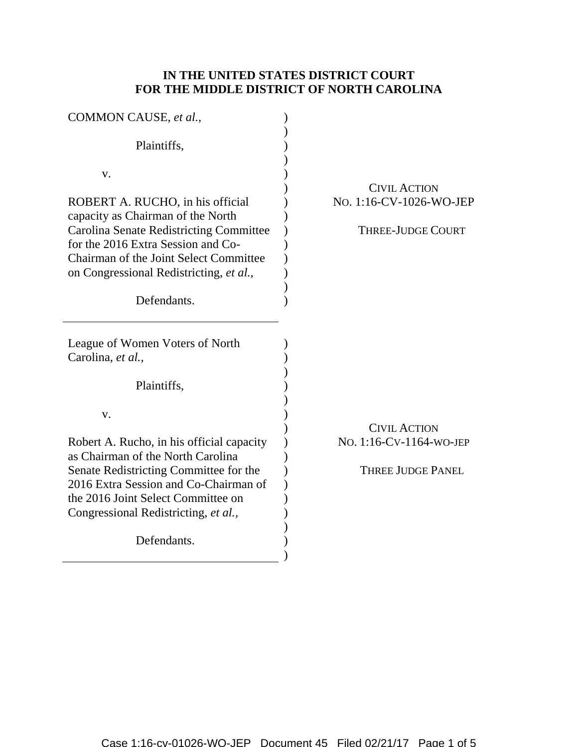**IN THE UNITED STATES DISTRICT COURT**
**FOR THE MIDDLE DISTRICT OF NORTH CAROLINA**

| | |
|---|---|
| COMMON CAUSE, *et al.*,<br><br>Plaintiffs,<br><br>v.<br><br>ROBERT A. RUCHO, in his official capacity as Chairman of the North Carolina Senate Redistricting Committee for the 2016 Extra Session and Co-Chairman of the Joint Select Committee on Congressional Redistricting, *et al.*,<br><br>Defendants. | CIVIL ACTION<br>NO. 1:16-CV-1026-WO-JEP<br><br>THREE-JUDGE COURT |
| League of Women Voters of North Carolina, *et al.*,<br><br>Plaintiffs,<br><br>v.<br><br>Robert A. Rucho, in his official capacity as Chairman of the North Carolina Senate Redistricting Committee for the 2016 Extra Session and Co-Chairman of the 2016 Joint Select Committee on Congressional Redistricting, *et al.*,<br><br>Defendants. | CIVIL ACTION<br>NO. 1:16-CV-1164-WO-JEP<br><br>THREE JUDGE PANEL |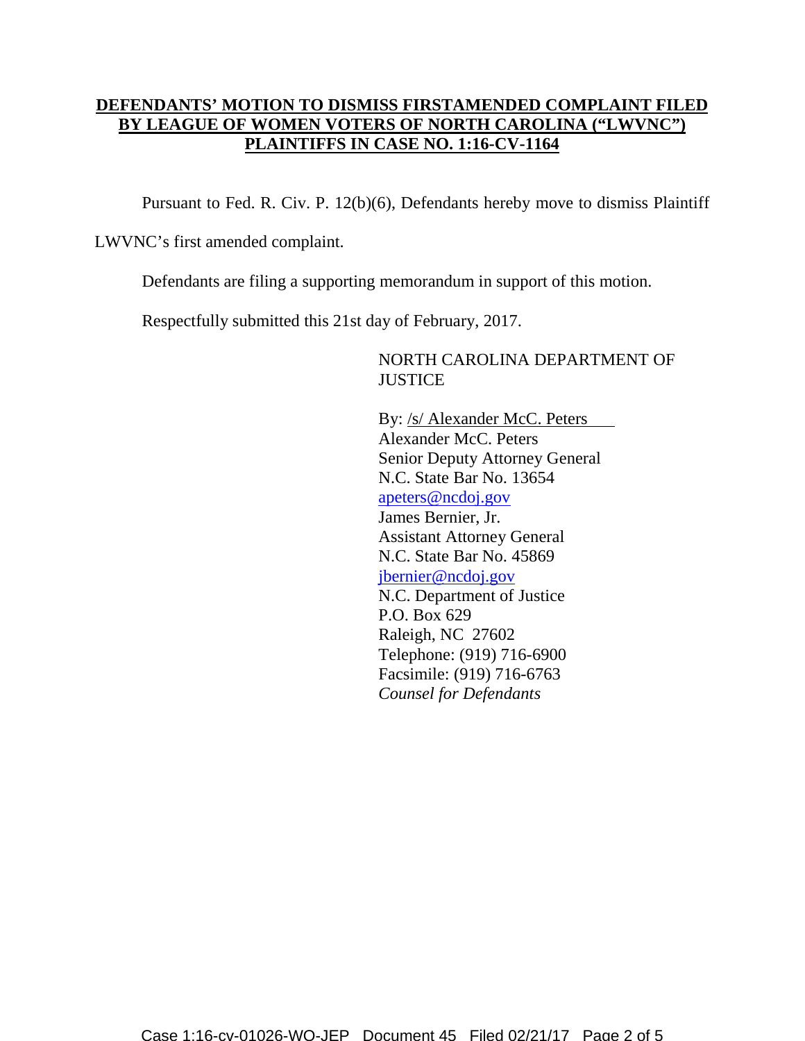**DEFENDANTS' MOTION TO DISMISS FIRSTAMENDED COMPLAINT FILED BY LEAGUE OF WOMEN VOTERS OF NORTH CAROLINA ("LWVNC") PLAINTIFFS IN CASE NO. 1:16-CV-1164**

Pursuant to Fed. R. Civ. P. 12(b)(6), Defendants hereby move to dismiss Plaintiff LWVNC's first amended complaint.

Defendants are filing a supporting memorandum in support of this motion.

Respectfully submitted this 21st day of February, 2017.

NORTH CAROLINA DEPARTMENT OF JUSTICE

By: /s/ Alexander McC. Peters
Alexander McC. Peters
Senior Deputy Attorney General
N.C. State Bar No. 13654
apeters@ncdoj.gov
James Bernier, Jr.
Assistant Attorney General
N.C. State Bar No. 45869
jbernier@ncdoj.gov
N.C. Department of Justice
P.O. Box 629
Raleigh, NC 27602
Telephone: (919) 716-6900
Facsimile: (919) 716-6763
*Counsel for Defendants*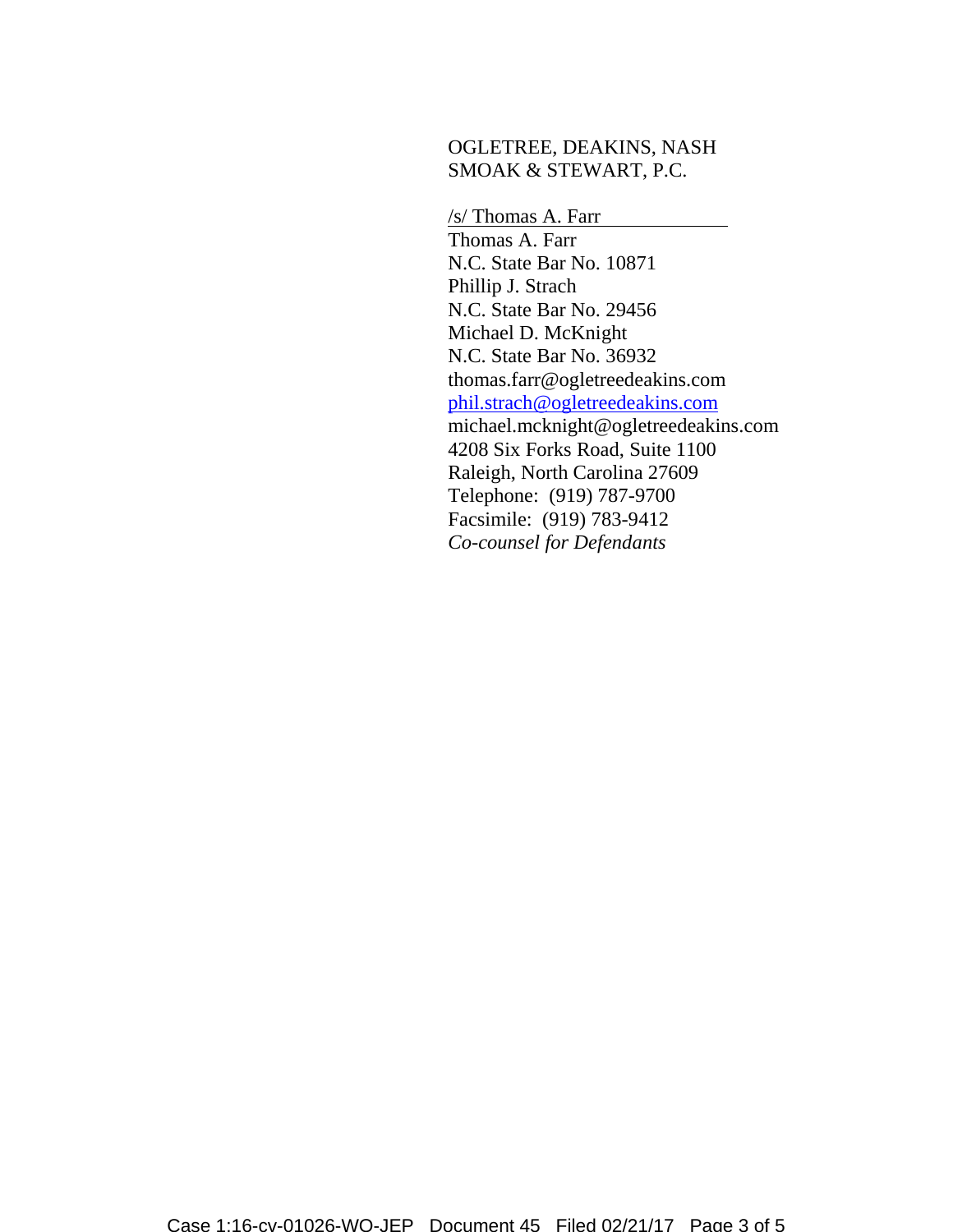OGLETREE, DEAKINS, NASH
SMOAK & STEWART, P.C.

/s/ Thomas A. Farr
Thomas A. Farr
N.C. State Bar No. 10871
Phillip J. Strach
N.C. State Bar No. 29456
Michael D. McKnight
N.C. State Bar No. 36932
thomas.farr@ogletreedeakins.com
phil.strach@ogletreedeakins.com
michael.mcknight@ogletreedeakins.com
4208 Six Forks Road, Suite 1100
Raleigh, North Carolina 27609
Telephone: (919) 787-9700
Facsimile: (919) 783-9412
*Co-counsel for Defendants*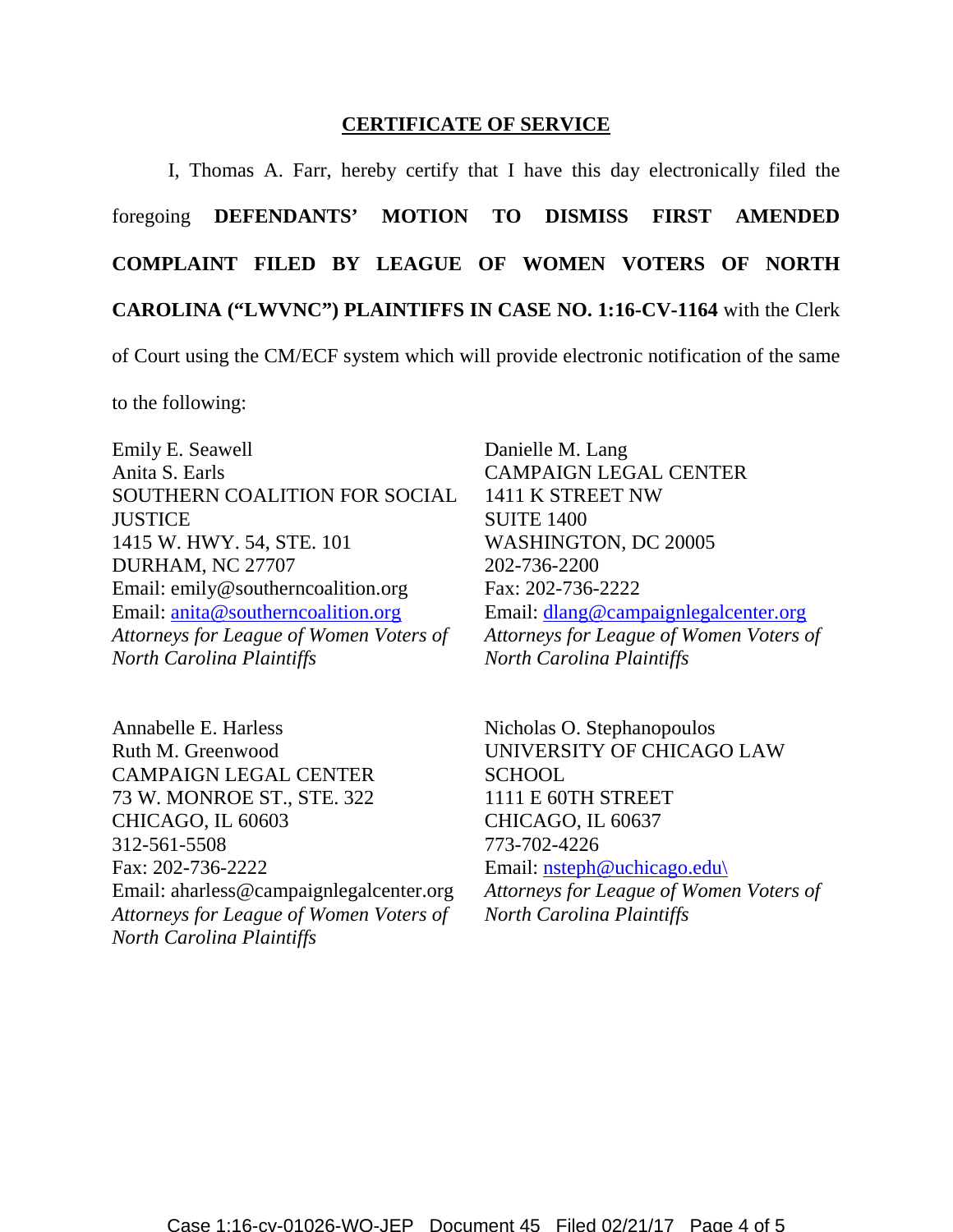## CERTIFICATE OF SERVICE

I, Thomas A. Farr, hereby certify that I have this day electronically filed the foregoing **DEFENDANTS' MOTION TO DISMISS FIRST AMENDED COMPLAINT FILED BY LEAGUE OF WOMEN VOTERS OF NORTH CAROLINA ("LWVNC") PLAINTIFFS IN CASE NO. 1:16-CV-1164** with the Clerk of Court using the CM/ECF system which will provide electronic notification of the same to the following:

Emily E. Seawell
Anita S. Earls
SOUTHERN COALITION FOR SOCIAL JUSTICE
1415 W. HWY. 54, STE. 101
DURHAM, NC 27707
Email: emily@southerncoalition.org
Email: anita@southerncoalition.org
*Attorneys for League of Women Voters of North Carolina Plaintiffs*

Danielle M. Lang
CAMPAIGN LEGAL CENTER
1411 K STREET NW
SUITE 1400
WASHINGTON, DC 20005
202-736-2200
Fax: 202-736-2222
Email: dlang@campaignlegalcenter.org
*Attorneys for League of Women Voters of North Carolina Plaintiffs*

Annabelle E. Harless
Ruth M. Greenwood
CAMPAIGN LEGAL CENTER
73 W. MONROE ST., STE. 322
CHICAGO, IL 60603
312-561-5508
Fax: 202-736-2222
Email: aharless@campaignlegalcenter.org
*Attorneys for League of Women Voters of North Carolina Plaintiffs*

Nicholas O. Stephanopoulos
UNIVERSITY OF CHICAGO LAW SCHOOL
1111 E 60TH STREET
CHICAGO, IL 60637
773-702-4226
Email: nsteph@uchicago.edu\
*Attorneys for League of Women Voters of North Carolina Plaintiffs*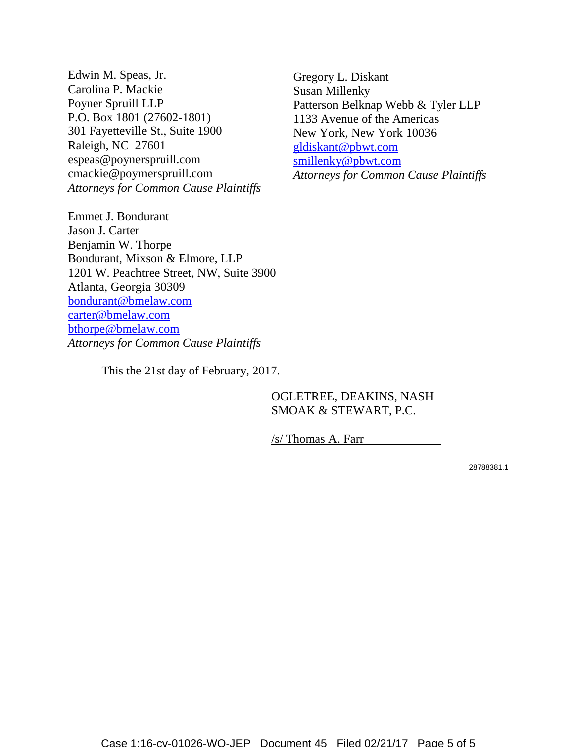Edwin M. Speas, Jr.
Carolina P. Mackie
Poyner Spruill LLP
P.O. Box 1801 (27602-1801)
301 Fayetteville St., Suite 1900
Raleigh, NC 27601
espeas@poynerspruill.com
cmackie@poymerspruill.com
*Attorneys for Common Cause Plaintiffs*

Gregory L. Diskant
Susan Millenky
Patterson Belknap Webb & Tyler LLP
1133 Avenue of the Americas
New York, New York 10036
gldiskant@pbwt.com
smillenky@pbwt.com
*Attorneys for Common Cause Plaintiffs*

Emmet J. Bondurant
Jason J. Carter
Benjamin W. Thorpe
Bondurant, Mixson & Elmore, LLP
1201 W. Peachtree Street, NW, Suite 3900
Atlanta, Georgia 30309
bondurant@bmelaw.com
carter@bmelaw.com
bthorpe@bmelaw.com
*Attorneys for Common Cause Plaintiffs*

This the 21st day of February, 2017.

OGLETREE, DEAKINS, NASH
SMOAK & STEWART, P.C.

/s/ Thomas A. Farr

28788381.1